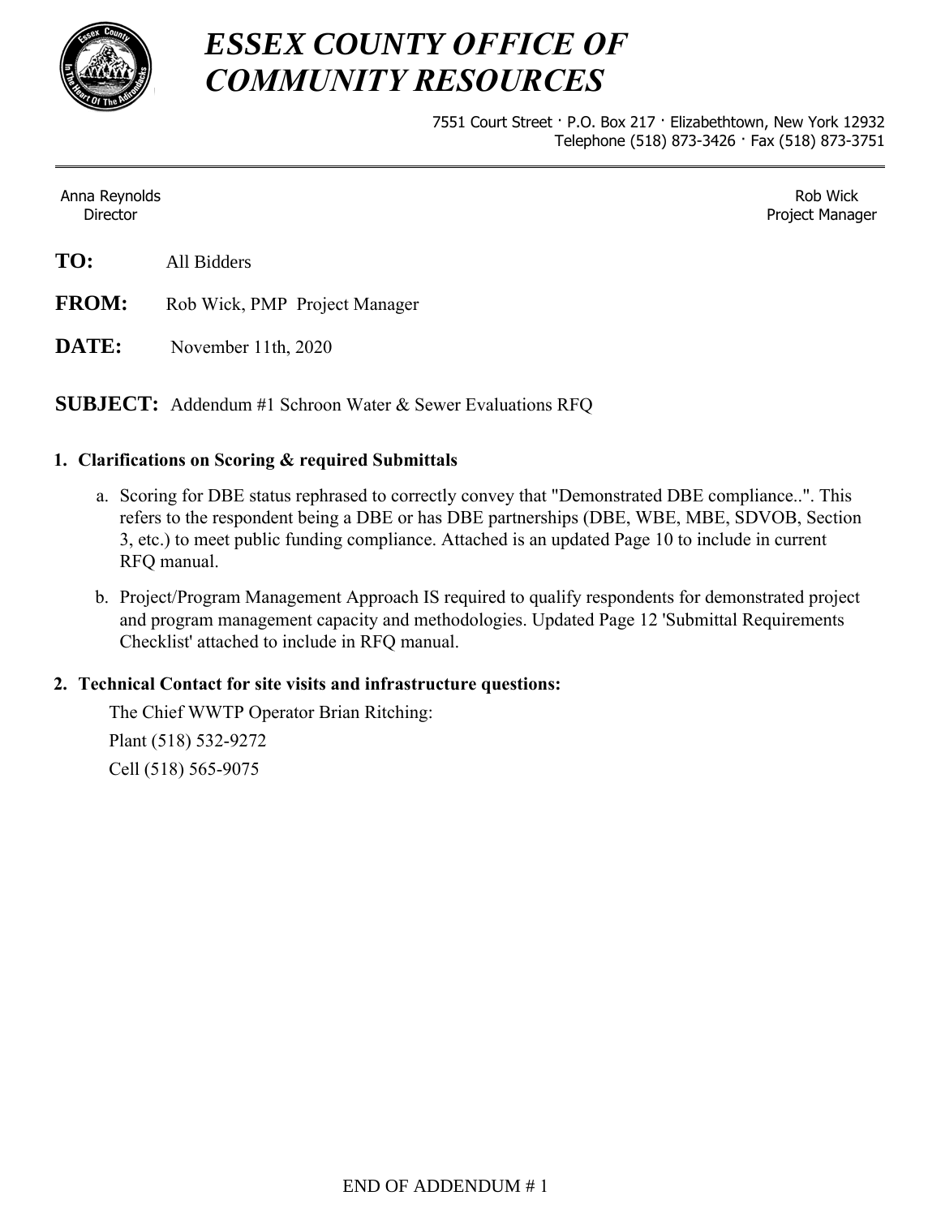# *ESSEX COUNTY OFFICE OF COMMUNITY RESOURCES*

7551 Court Street · P.O. Box 217 · Elizabethtown, New York 12932
Telephone (518) 873-3426 · Fax (518) 873-3751

---

Anna Reynolds
Director

Rob Wick
Project Manager

**TO:** All Bidders

**FROM:** Rob Wick, PMP Project Manager

**DATE:** November 11th, 2020

**SUBJECT:** Addendum #1 Schroon Water & Sewer Evaluations RFQ

1. **Clarifications on Scoring & required Submittals**
   a. Scoring for DBE status rephrased to correctly convey that "Demonstrated DBE compliance..". This refers to the respondent being a DBE or has DBE partnerships (DBE, WBE, MBE, SDVOB, Section 3, etc.) to meet public funding compliance. Attached is an updated Page 10 to include in current RFQ manual.
   b. Project/Program Management Approach IS required to qualify respondents for demonstrated project and program management capacity and methodologies. Updated Page 12 'Submittal Requirements Checklist' attached to include in RFQ manual.

2. **Technical Contact for site visits and infrastructure questions:**

   The Chief WWTP Operator Brian Ritching:

   Plant (518) 532-9272

   Cell (518) 565-9075

END OF ADDENDUM # 1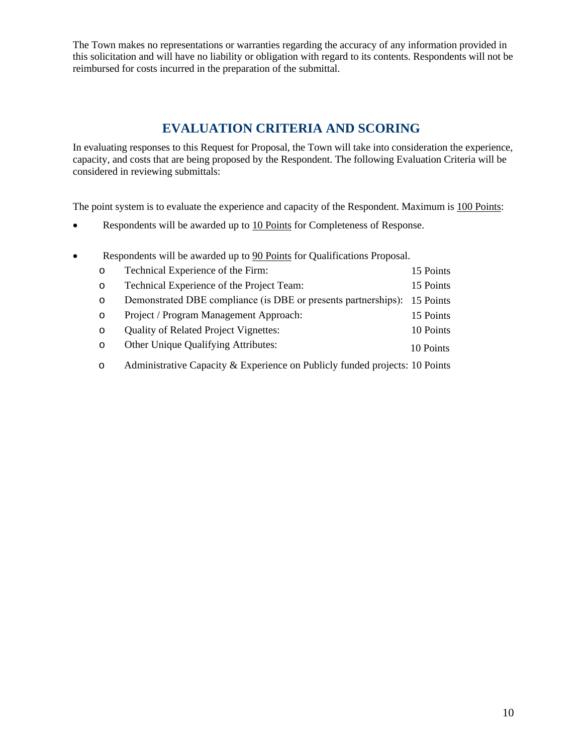The Town makes no representations or warranties regarding the accuracy of any information provided in this solicitation and will have no liability or obligation with regard to its contents. Respondents will not be reimbursed for costs incurred in the preparation of the submittal.

## EVALUATION CRITERIA AND SCORING

In evaluating responses to this Request for Proposal, the Town will take into consideration the experience, capacity, and costs that are being proposed by the Respondent. The following Evaluation Criteria will be considered in reviewing submittals:

The point system is to evaluate the experience and capacity of the Respondent. Maximum is <u>100 Points</u>:

- Respondents will be awarded up to <u>10 Points</u> for Completeness of Response.

- Respondents will be awarded up to <u>90 Points</u> for Qualifications Proposal.
  - Technical Experience of the Firm: 15 Points
  - Technical Experience of the Project Team: 15 Points
  - Demonstrated DBE compliance (is DBE or presents partnerships): 15 Points
  - Project / Program Management Approach: 15 Points
  - Quality of Related Project Vignettes: 10 Points
  - Other Unique Qualifying Attributes: 10 Points
  - Administrative Capacity & Experience on Publicly funded projects: 10 Points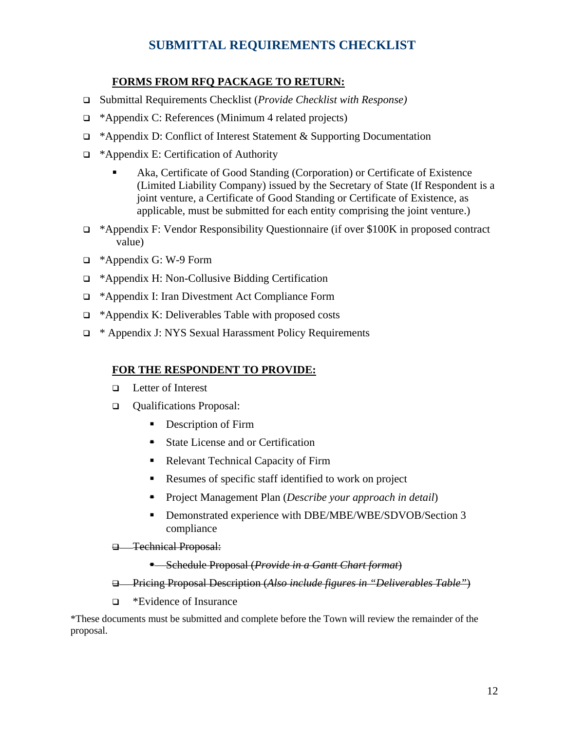## SUBMITTAL REQUIREMENTS CHECKLIST

### FORMS FROM RFQ PACKAGE TO RETURN:

- ❑ Submittal Requirements Checklist (*Provide Checklist with Response)*
- ❑ *Appendix C: References (Minimum 4 related projects)
- ❑ *Appendix D: Conflict of Interest Statement & Supporting Documentation
- ❑ *Appendix E: Certification of Authority
    - Aka, Certificate of Good Standing (Corporation) or Certificate of Existence (Limited Liability Company) issued by the Secretary of State (If Respondent is a joint venture, a Certificate of Good Standing or Certificate of Existence, as applicable, must be submitted for each entity comprising the joint venture.)
- ❑ *Appendix F: Vendor Responsibility Questionnaire (if over $100K in proposed contract value)
- ❑ *Appendix G: W-9 Form
- ❑ *Appendix H: Non-Collusive Bidding Certification
- ❑ *Appendix I: Iran Divestment Act Compliance Form
- ❑ *Appendix K: Deliverables Table with proposed costs
- ❑ * Appendix J: NYS Sexual Harassment Policy Requirements

### FOR THE RESPONDENT TO PROVIDE:

- ❑ Letter of Interest
- ❑ Qualifications Proposal:
    - Description of Firm
    - State License and or Certification
    - Relevant Technical Capacity of Firm
    - Resumes of specific staff identified to work on project
    - Project Management Plan (*Describe your approach in detail*)
    - Demonstrated experience with DBE/MBE/WBE/SDVOB/Section 3 compliance
- ~~❑ Technical Proposal:~~
    - ~~Schedule Proposal (*Provide in a Gantt Chart format*)~~
- ~~❑ Pricing Proposal Description (*Also include figures in "Deliverables Table"*)~~
- ❑ *Evidence of Insurance

*These documents must be submitted and complete before the Town will review the remainder of the proposal.